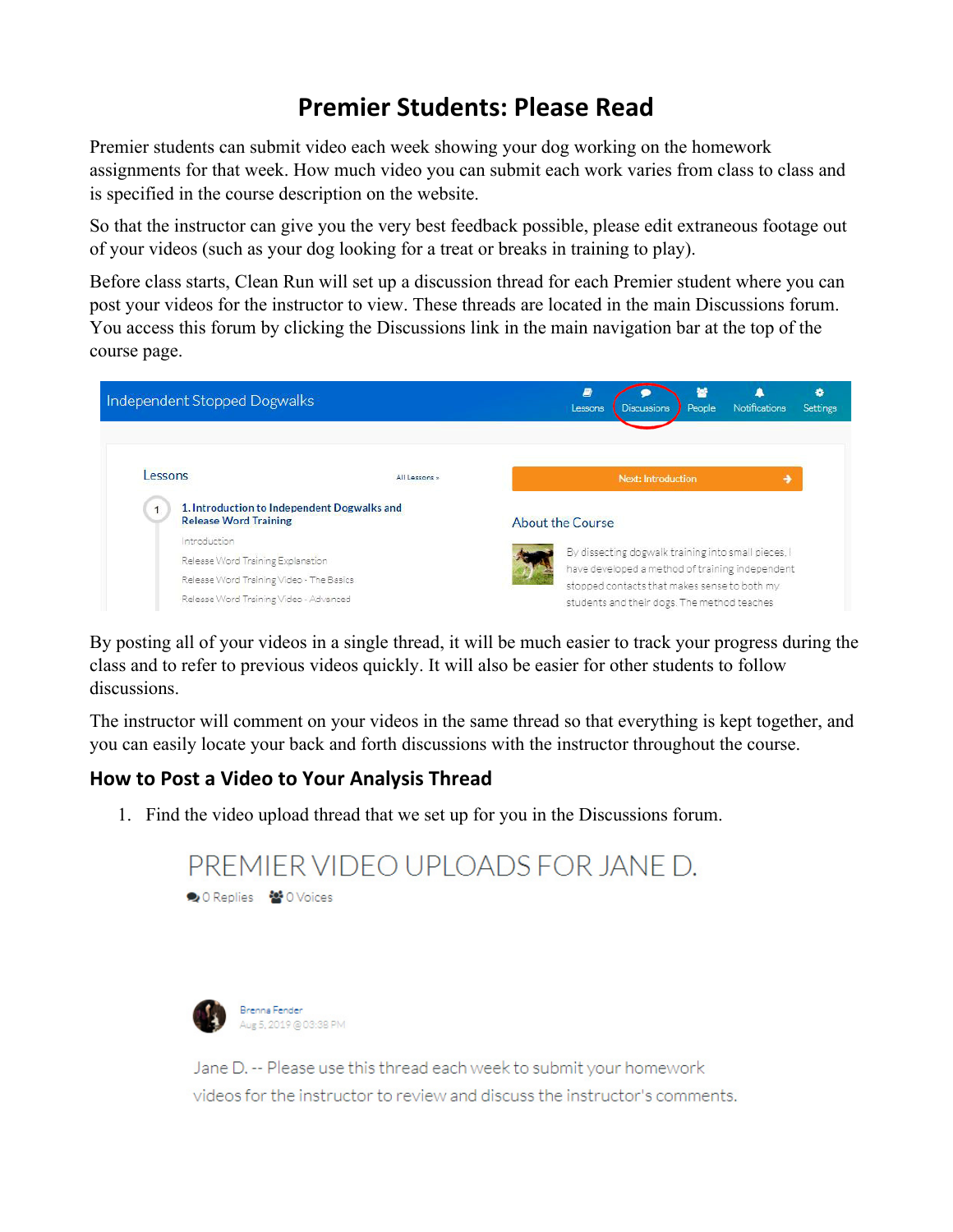# Premier Students: Please Read

Premier students can submit video each week showing your dog working on the homework assignments for that week. How much video you can submit each work varies from class to class and is specified in the course description on the website.

So that the instructor can give you the very best feedback possible, please edit extraneous footage out of your videos (such as your dog looking for a treat or breaks in training to play).

Before class starts, Clean Run will set up a discussion thread for each Premier student where you can post your videos for the instructor to view. These threads are located in the main Discussions forum. You access this forum by clicking the Discussions link in the main navigation bar at the top of the course page.

Independent Stopped Dogwalks

Lessons | Discussions | People | Notifications | Settings

Lessons — All Lessons »

1. Introduction to Independent Dogwalks and Release Word Training
   - Introduction
   - Release Word Training Explanation
   - Release Word Training Video - The Basics
   - Release Word Training Video - Advanced

Next: Introduction

About the Course

By dissecting dogwalk training into small pieces, I have developed a method of training independent stopped contacts that makes sense to both my students and their dogs. The method teaches

By posting all of your videos in a single thread, it will be much easier to track your progress during the class and to refer to previous videos quickly. It will also be easier for other students to follow discussions.

The instructor will comment on your videos in the same thread so that everything is kept together, and you can easily locate your back and forth discussions with the instructor throughout the course.

## How to Post a Video to Your Analysis Thread

1. Find the video upload thread that we set up for you in the Discussions forum.

PREMIER VIDEO UPLOADS FOR JANE D.

0 Replies  0 Voices

Brenna Fender
Aug 5, 2019 @ 03:38 PM

Jane D. -- Please use this thread each week to submit your homework videos for the instructor to review and discuss the instructor's comments.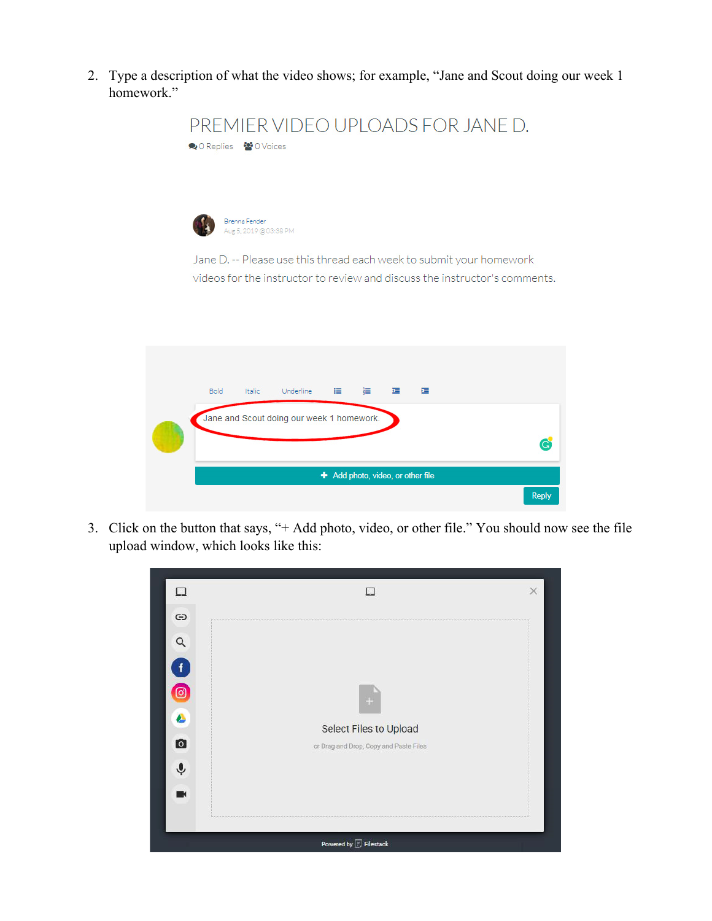2. Type a description of what the video shows; for example, "Jane and Scout doing our week 1 homework."

PREMIER VIDEO UPLOADS FOR JANE D.

0 Replies 0 Voices

Brenna Fender
Aug 5, 2019 @ 03:38 PM

Jane D. -- Please use this thread each week to submit your homework videos for the instructor to review and discuss the instructor's comments.

Bold Italic Underline

Jane and Scout doing our week 1 homework.

+ Add photo, video, or other file

Reply

3. Click on the button that says, "+ Add photo, video, or other file." You should now see the file upload window, which looks like this:

Select Files to Upload

or Drag and Drop, Copy and Paste Files

Powered by Filestack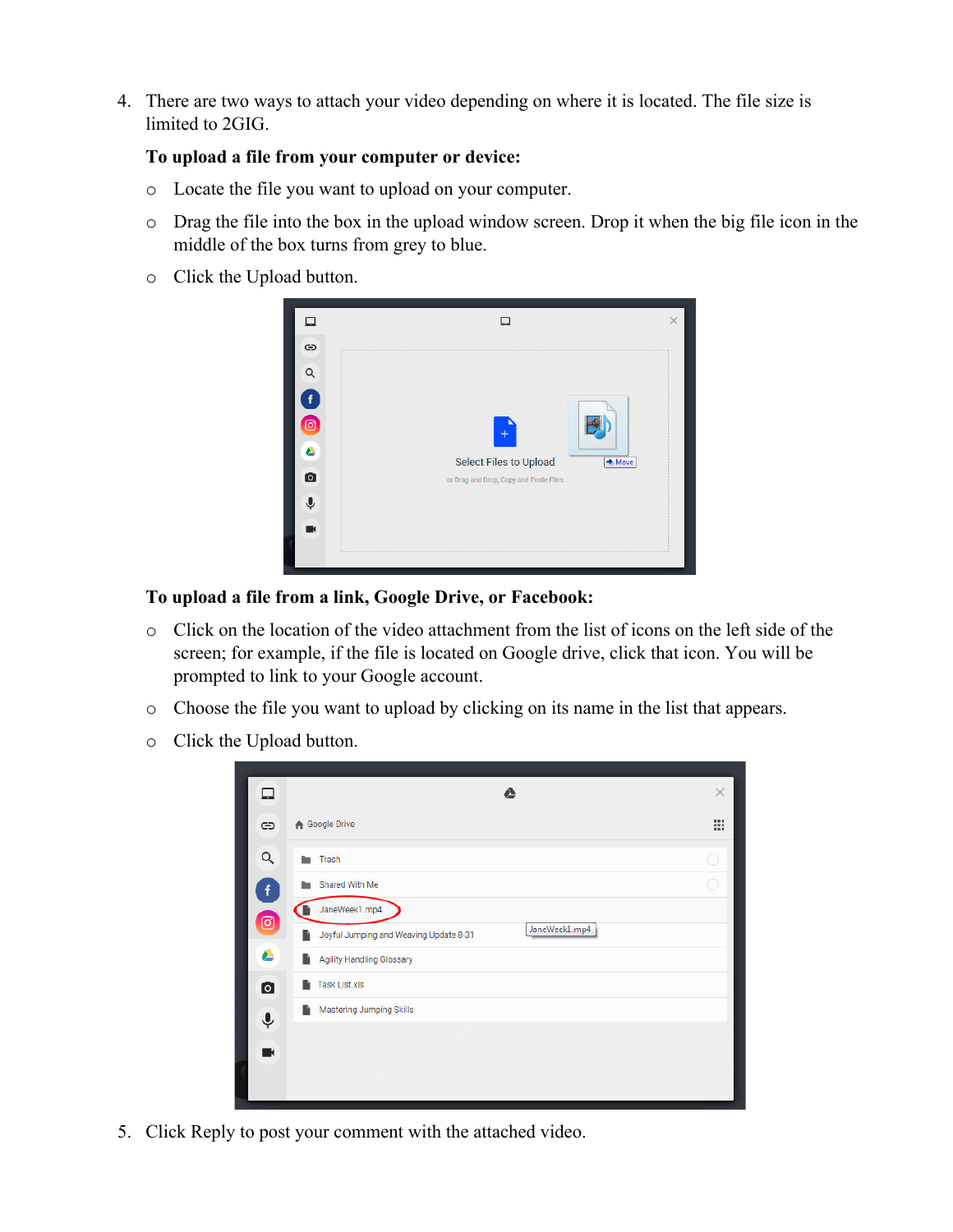4. There are two ways to attach your video depending on where it is located. The file size is limited to 2GIG.

   **To upload a file from your computer or device:**

   - Locate the file you want to upload on your computer.
   - Drag the file into the box in the upload window screen. Drop it when the big file icon in the middle of the box turns from grey to blue.
   - Click the Upload button.

   **To upload a file from a link, Google Drive, or Facebook:**

   - Click on the location of the video attachment from the list of icons on the left side of the screen; for example, if the file is located on Google drive, click that icon. You will be prompted to link to your Google account.
   - Choose the file you want to upload by clicking on its name in the list that appears.
   - Click the Upload button.

5. Click Reply to post your comment with the attached video.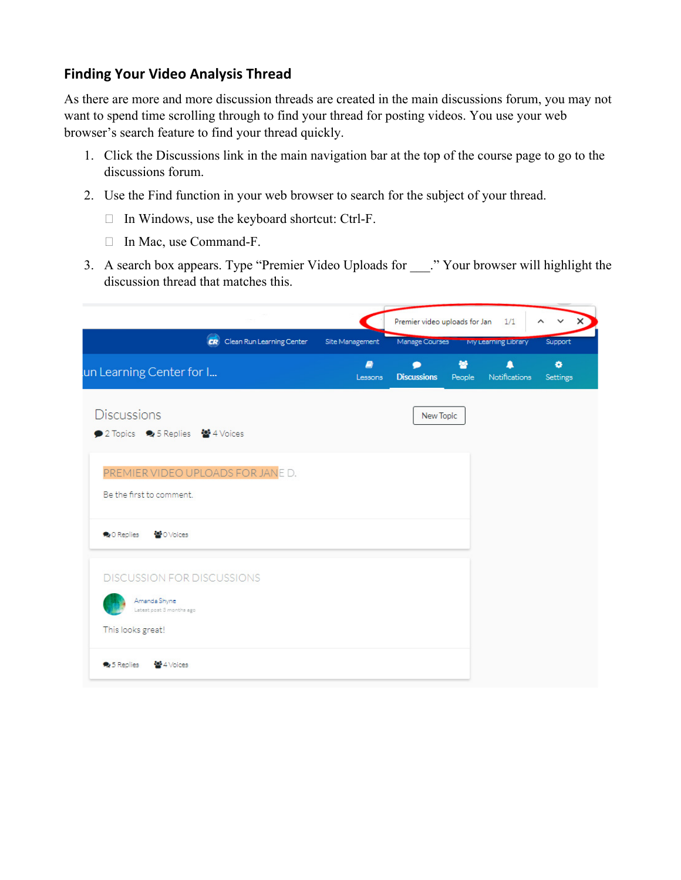## Finding Your Video Analysis Thread

As there are more and more discussion threads are created in the main discussions forum, you may not want to spend time scrolling through to find your thread for posting videos. You use your web browser's search feature to find your thread quickly.

1. Click the Discussions link in the main navigation bar at the top of the course page to go to the discussions forum.
2. Use the Find function in your web browser to search for the subject of your thread.
   - In Windows, use the keyboard shortcut: Ctrl-F.
   - In Mac, use Command-F.
3. A search box appears. Type "Premier Video Uploads for ___." Your browser will highlight the discussion thread that matches this.